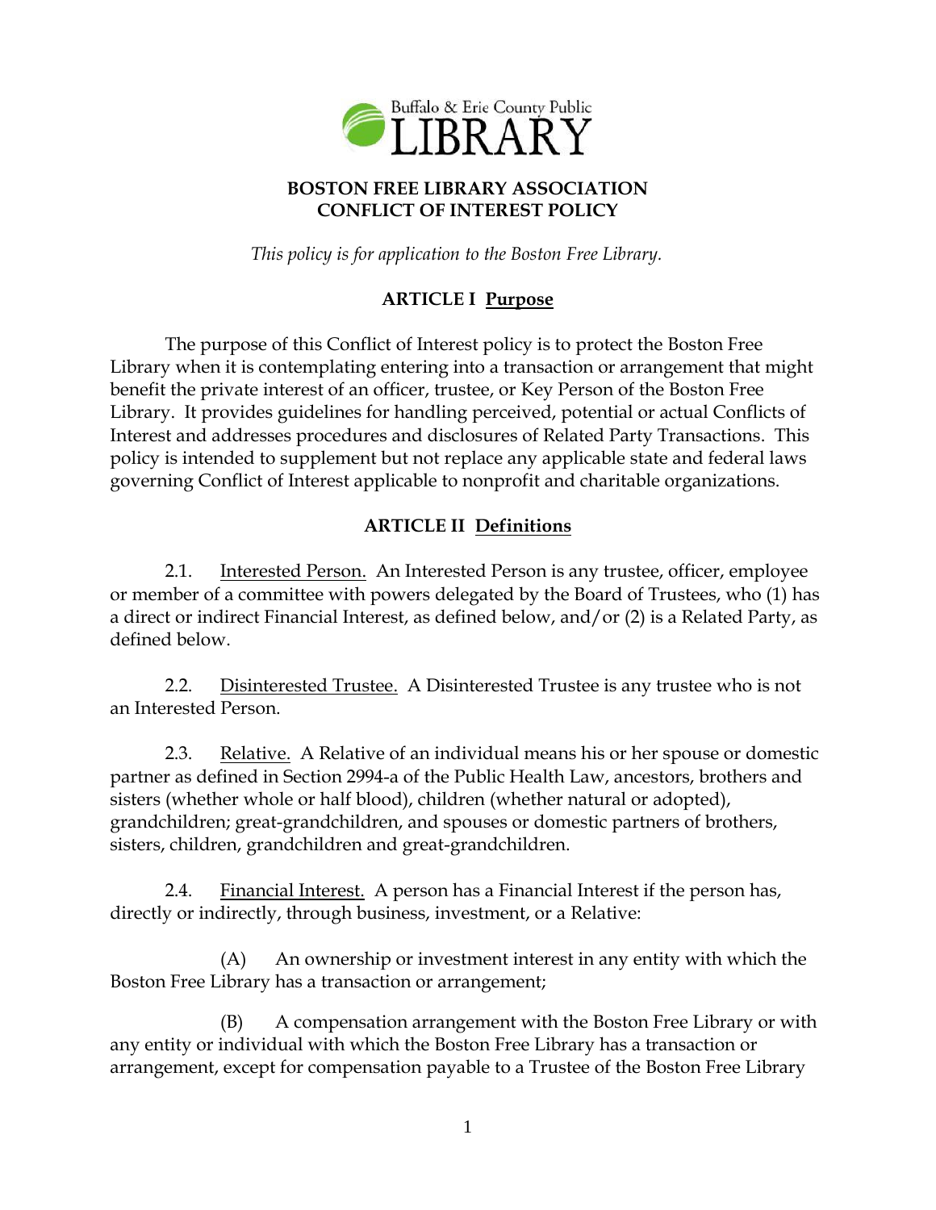Buffalo & Erie County Public LIBRARY

**BOSTON FREE LIBRARY ASSOCIATION**
**CONFLICT OF INTEREST POLICY**

*This policy is for application to the Boston Free Library.*

## ARTICLE I Purpose

The purpose of this Conflict of Interest policy is to protect the Boston Free Library when it is contemplating entering into a transaction or arrangement that might benefit the private interest of an officer, trustee, or Key Person of the Boston Free Library. It provides guidelines for handling perceived, potential or actual Conflicts of Interest and addresses procedures and disclosures of Related Party Transactions. This policy is intended to supplement but not replace any applicable state and federal laws governing Conflict of Interest applicable to nonprofit and charitable organizations.

## ARTICLE II Definitions

2.1. Interested Person. An Interested Person is any trustee, officer, employee or member of a committee with powers delegated by the Board of Trustees, who (1) has a direct or indirect Financial Interest, as defined below, and/or (2) is a Related Party, as defined below.

2.2. Disinterested Trustee. A Disinterested Trustee is any trustee who is not an Interested Person.

2.3. Relative. A Relative of an individual means his or her spouse or domestic partner as defined in Section 2994-a of the Public Health Law, ancestors, brothers and sisters (whether whole or half blood), children (whether natural or adopted), grandchildren; great-grandchildren, and spouses or domestic partners of brothers, sisters, children, grandchildren and great-grandchildren.

2.4. Financial Interest. A person has a Financial Interest if the person has, directly or indirectly, through business, investment, or a Relative:

(A) An ownership or investment interest in any entity with which the Boston Free Library has a transaction or arrangement;

(B) A compensation arrangement with the Boston Free Library or with any entity or individual with which the Boston Free Library has a transaction or arrangement, except for compensation payable to a Trustee of the Boston Free Library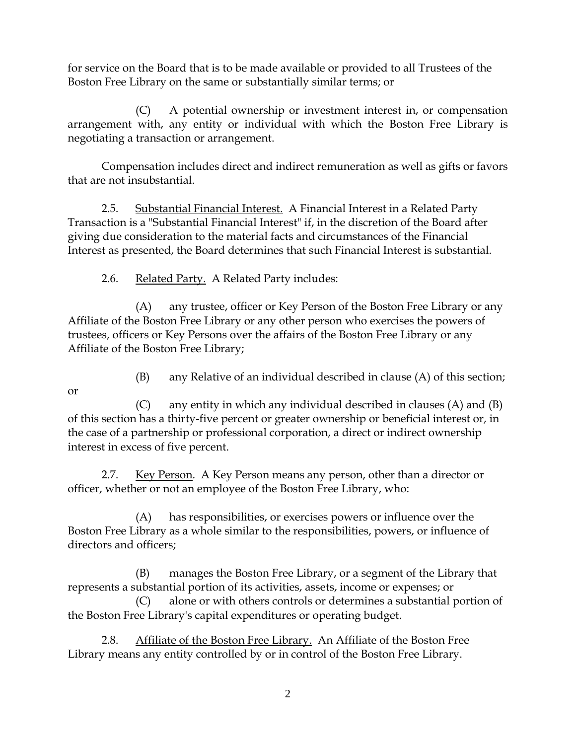for service on the Board that is to be made available or provided to all Trustees of the Boston Free Library on the same or substantially similar terms; or

(C) A potential ownership or investment interest in, or compensation arrangement with, any entity or individual with which the Boston Free Library is negotiating a transaction or arrangement.

Compensation includes direct and indirect remuneration as well as gifts or favors that are not insubstantial.

2.5. <u>Substantial Financial Interest.</u> A Financial Interest in a Related Party Transaction is a "Substantial Financial Interest" if, in the discretion of the Board after giving due consideration to the material facts and circumstances of the Financial Interest as presented, the Board determines that such Financial Interest is substantial.

2.6. <u>Related Party.</u> A Related Party includes:

(A) any trustee, officer or Key Person of the Boston Free Library or any Affiliate of the Boston Free Library or any other person who exercises the powers of trustees, officers or Key Persons over the affairs of the Boston Free Library or any Affiliate of the Boston Free Library;

(B) any Relative of an individual described in clause (A) of this section; or

(C) any entity in which any individual described in clauses (A) and (B) of this section has a thirty-five percent or greater ownership or beneficial interest or, in the case of a partnership or professional corporation, a direct or indirect ownership interest in excess of five percent.

2.7. <u>Key Person</u>. A Key Person means any person, other than a director or officer, whether or not an employee of the Boston Free Library, who:

(A) has responsibilities, or exercises powers or influence over the Boston Free Library as a whole similar to the responsibilities, powers, or influence of directors and officers;

(B) manages the Boston Free Library, or a segment of the Library that represents a substantial portion of its activities, assets, income or expenses; or

(C) alone or with others controls or determines a substantial portion of the Boston Free Library's capital expenditures or operating budget.

2.8. <u>Affiliate of the Boston Free Library.</u> An Affiliate of the Boston Free Library means any entity controlled by or in control of the Boston Free Library.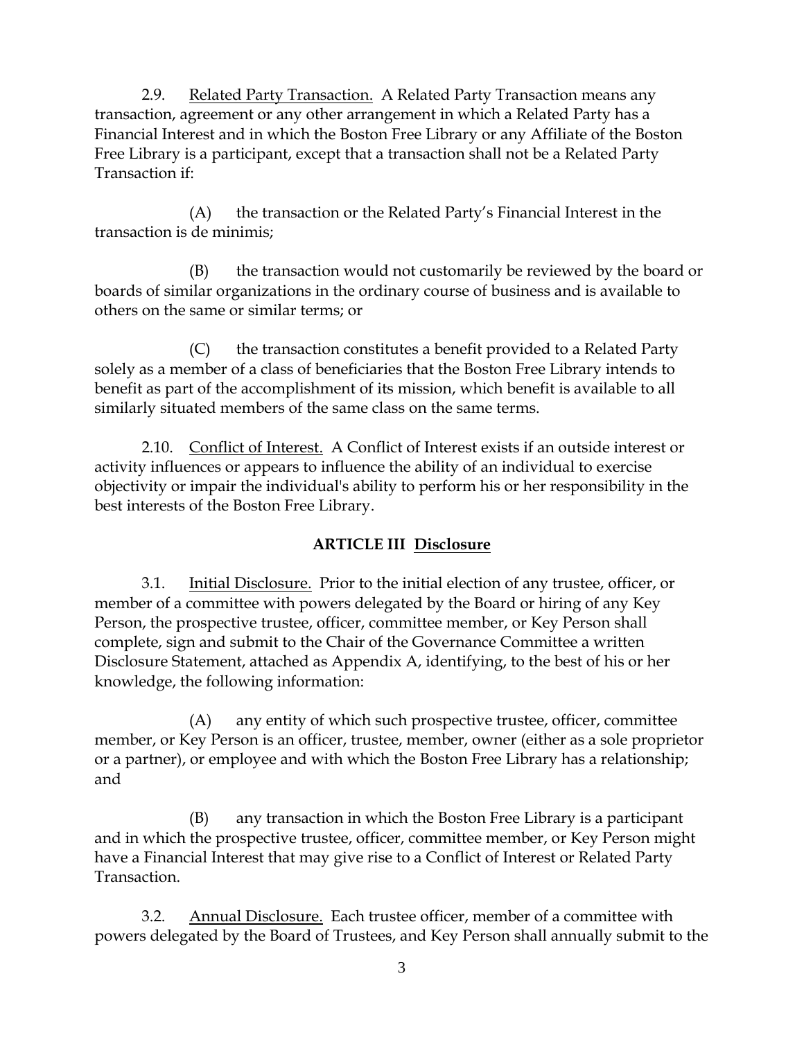2.9. Related Party Transaction. A Related Party Transaction means any transaction, agreement or any other arrangement in which a Related Party has a Financial Interest and in which the Boston Free Library or any Affiliate of the Boston Free Library is a participant, except that a transaction shall not be a Related Party Transaction if:

(A) the transaction or the Related Party's Financial Interest in the transaction is de minimis;

(B) the transaction would not customarily be reviewed by the board or boards of similar organizations in the ordinary course of business and is available to others on the same or similar terms; or

(C) the transaction constitutes a benefit provided to a Related Party solely as a member of a class of beneficiaries that the Boston Free Library intends to benefit as part of the accomplishment of its mission, which benefit is available to all similarly situated members of the same class on the same terms.

2.10. Conflict of Interest. A Conflict of Interest exists if an outside interest or activity influences or appears to influence the ability of an individual to exercise objectivity or impair the individual's ability to perform his or her responsibility in the best interests of the Boston Free Library.

## ARTICLE III Disclosure

3.1. Initial Disclosure. Prior to the initial election of any trustee, officer, or member of a committee with powers delegated by the Board or hiring of any Key Person, the prospective trustee, officer, committee member, or Key Person shall complete, sign and submit to the Chair of the Governance Committee a written Disclosure Statement, attached as Appendix A, identifying, to the best of his or her knowledge, the following information:

(A) any entity of which such prospective trustee, officer, committee member, or Key Person is an officer, trustee, member, owner (either as a sole proprietor or a partner), or employee and with which the Boston Free Library has a relationship; and

(B) any transaction in which the Boston Free Library is a participant and in which the prospective trustee, officer, committee member, or Key Person might have a Financial Interest that may give rise to a Conflict of Interest or Related Party Transaction.

3.2. Annual Disclosure. Each trustee officer, member of a committee with powers delegated by the Board of Trustees, and Key Person shall annually submit to the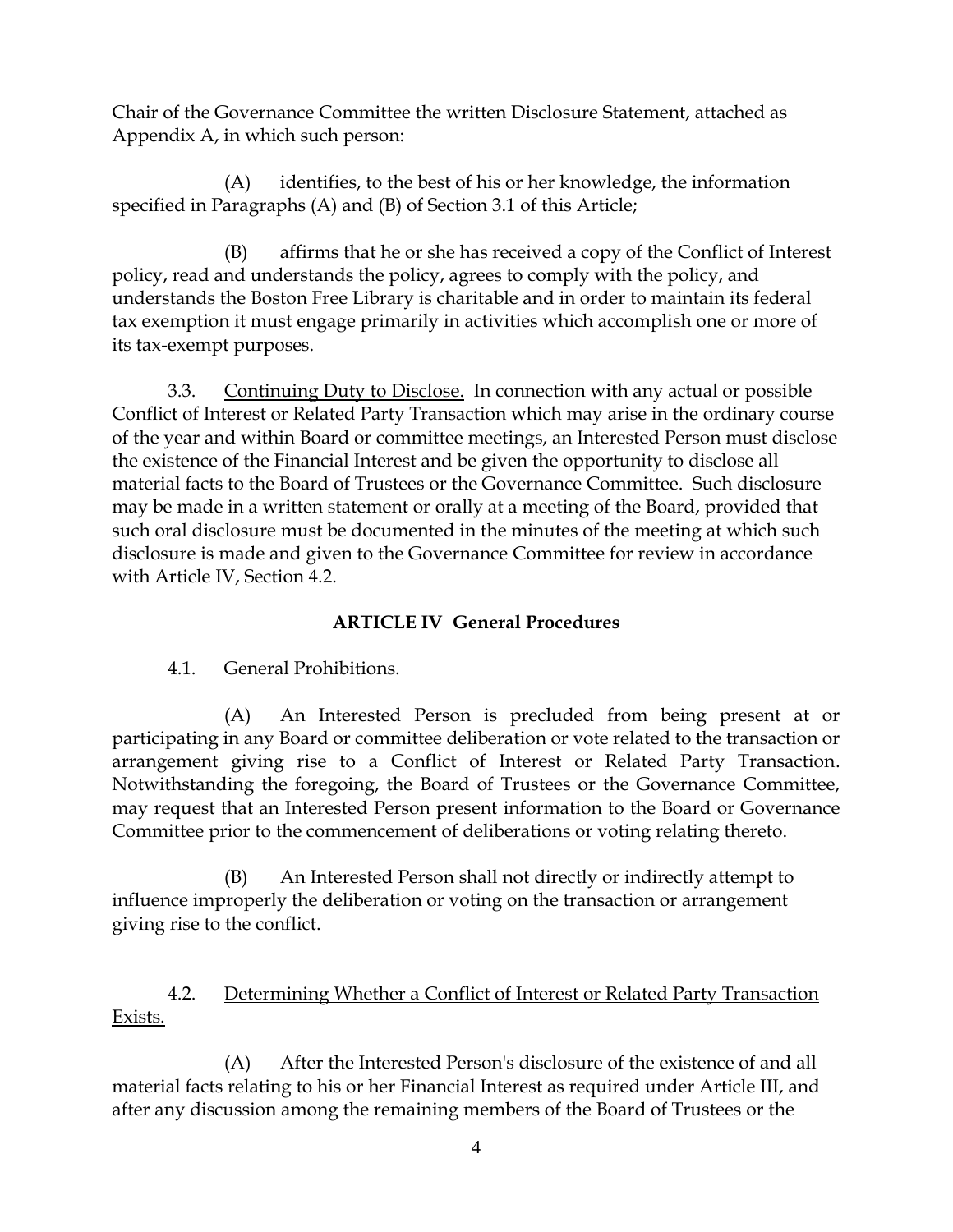Chair of the Governance Committee the written Disclosure Statement, attached as Appendix A, in which such person:

(A) identifies, to the best of his or her knowledge, the information specified in Paragraphs (A) and (B) of Section 3.1 of this Article;

(B) affirms that he or she has received a copy of the Conflict of Interest policy, read and understands the policy, agrees to comply with the policy, and understands the Boston Free Library is charitable and in order to maintain its federal tax exemption it must engage primarily in activities which accomplish one or more of its tax-exempt purposes.

3.3. <u>Continuing Duty to Disclose.</u> In connection with any actual or possible Conflict of Interest or Related Party Transaction which may arise in the ordinary course of the year and within Board or committee meetings, an Interested Person must disclose the existence of the Financial Interest and be given the opportunity to disclose all material facts to the Board of Trustees or the Governance Committee. Such disclosure may be made in a written statement or orally at a meeting of the Board, provided that such oral disclosure must be documented in the minutes of the meeting at which such disclosure is made and given to the Governance Committee for review in accordance with Article IV, Section 4.2.

## ARTICLE IV <u>General Procedures</u>

4.1. <u>General Prohibitions</u>.

(A) An Interested Person is precluded from being present at or participating in any Board or committee deliberation or vote related to the transaction or arrangement giving rise to a Conflict of Interest or Related Party Transaction. Notwithstanding the foregoing, the Board of Trustees or the Governance Committee, may request that an Interested Person present information to the Board or Governance Committee prior to the commencement of deliberations or voting relating thereto.

(B) An Interested Person shall not directly or indirectly attempt to influence improperly the deliberation or voting on the transaction or arrangement giving rise to the conflict.

4.2. <u>Determining Whether a Conflict of Interest or Related Party Transaction Exists.</u>

(A) After the Interested Person's disclosure of the existence of and all material facts relating to his or her Financial Interest as required under Article III, and after any discussion among the remaining members of the Board of Trustees or the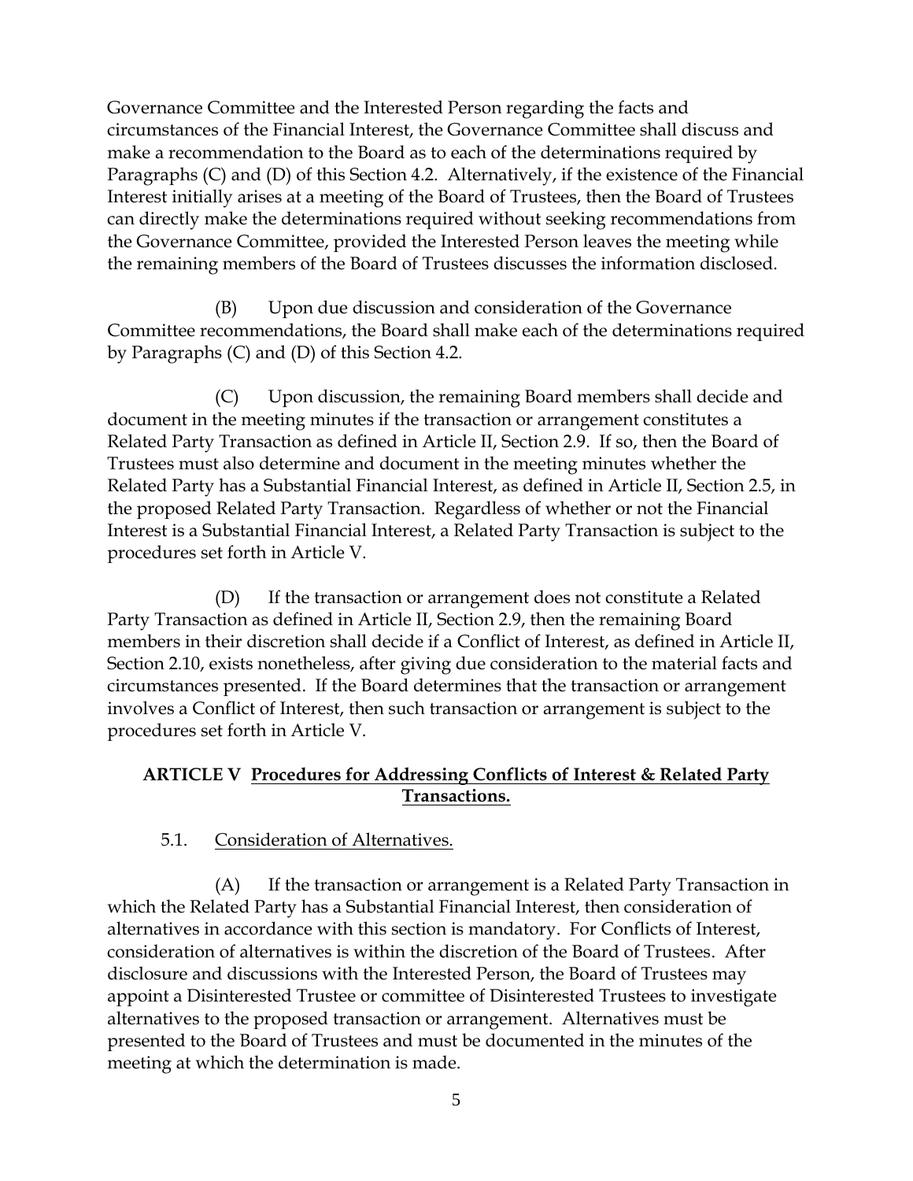Governance Committee and the Interested Person regarding the facts and circumstances of the Financial Interest, the Governance Committee shall discuss and make a recommendation to the Board as to each of the determinations required by Paragraphs (C) and (D) of this Section 4.2. Alternatively, if the existence of the Financial Interest initially arises at a meeting of the Board of Trustees, then the Board of Trustees can directly make the determinations required without seeking recommendations from the Governance Committee, provided the Interested Person leaves the meeting while the remaining members of the Board of Trustees discusses the information disclosed.

(B) Upon due discussion and consideration of the Governance Committee recommendations, the Board shall make each of the determinations required by Paragraphs (C) and (D) of this Section 4.2.

(C) Upon discussion, the remaining Board members shall decide and document in the meeting minutes if the transaction or arrangement constitutes a Related Party Transaction as defined in Article II, Section 2.9. If so, then the Board of Trustees must also determine and document in the meeting minutes whether the Related Party has a Substantial Financial Interest, as defined in Article II, Section 2.5, in the proposed Related Party Transaction. Regardless of whether or not the Financial Interest is a Substantial Financial Interest, a Related Party Transaction is subject to the procedures set forth in Article V.

(D) If the transaction or arrangement does not constitute a Related Party Transaction as defined in Article II, Section 2.9, then the remaining Board members in their discretion shall decide if a Conflict of Interest, as defined in Article II, Section 2.10, exists nonetheless, after giving due consideration to the material facts and circumstances presented. If the Board determines that the transaction or arrangement involves a Conflict of Interest, then such transaction or arrangement is subject to the procedures set forth in Article V.

## ARTICLE V Procedures for Addressing Conflicts of Interest & Related Party Transactions.

5.1. Consideration of Alternatives.

(A) If the transaction or arrangement is a Related Party Transaction in which the Related Party has a Substantial Financial Interest, then consideration of alternatives in accordance with this section is mandatory. For Conflicts of Interest, consideration of alternatives is within the discretion of the Board of Trustees. After disclosure and discussions with the Interested Person, the Board of Trustees may appoint a Disinterested Trustee or committee of Disinterested Trustees to investigate alternatives to the proposed transaction or arrangement. Alternatives must be presented to the Board of Trustees and must be documented in the minutes of the meeting at which the determination is made.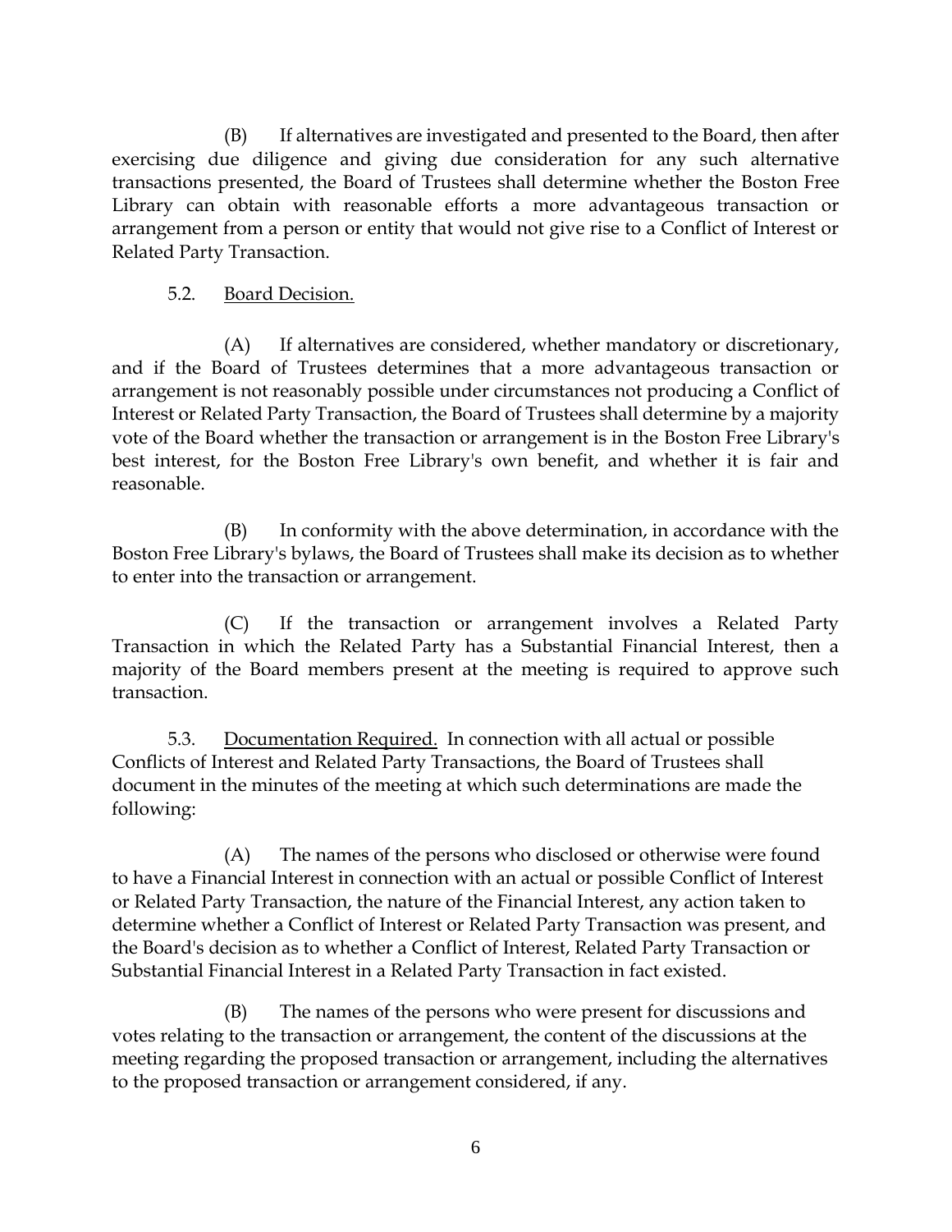(B) If alternatives are investigated and presented to the Board, then after exercising due diligence and giving due consideration for any such alternative transactions presented, the Board of Trustees shall determine whether the Boston Free Library can obtain with reasonable efforts a more advantageous transaction or arrangement from a person or entity that would not give rise to a Conflict of Interest or Related Party Transaction.

5.2. <u>Board Decision.</u>

(A) If alternatives are considered, whether mandatory or discretionary, and if the Board of Trustees determines that a more advantageous transaction or arrangement is not reasonably possible under circumstances not producing a Conflict of Interest or Related Party Transaction, the Board of Trustees shall determine by a majority vote of the Board whether the transaction or arrangement is in the Boston Free Library's best interest, for the Boston Free Library's own benefit, and whether it is fair and reasonable.

(B) In conformity with the above determination, in accordance with the Boston Free Library's bylaws, the Board of Trustees shall make its decision as to whether to enter into the transaction or arrangement.

(C) If the transaction or arrangement involves a Related Party Transaction in which the Related Party has a Substantial Financial Interest, then a majority of the Board members present at the meeting is required to approve such transaction.

5.3. <u>Documentation Required.</u> In connection with all actual or possible Conflicts of Interest and Related Party Transactions, the Board of Trustees shall document in the minutes of the meeting at which such determinations are made the following:

(A) The names of the persons who disclosed or otherwise were found to have a Financial Interest in connection with an actual or possible Conflict of Interest or Related Party Transaction, the nature of the Financial Interest, any action taken to determine whether a Conflict of Interest or Related Party Transaction was present, and the Board's decision as to whether a Conflict of Interest, Related Party Transaction or Substantial Financial Interest in a Related Party Transaction in fact existed.

(B) The names of the persons who were present for discussions and votes relating to the transaction or arrangement, the content of the discussions at the meeting regarding the proposed transaction or arrangement, including the alternatives to the proposed transaction or arrangement considered, if any.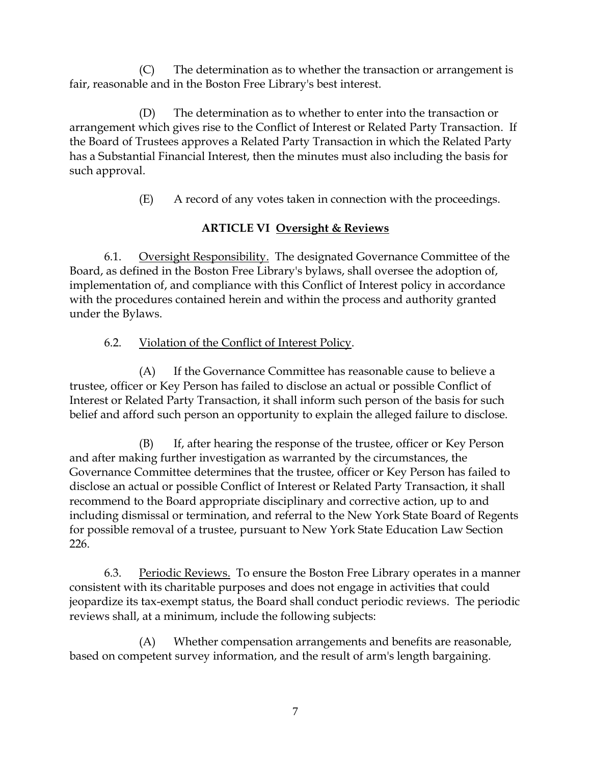(C) The determination as to whether the transaction or arrangement is fair, reasonable and in the Boston Free Library's best interest.

(D) The determination as to whether to enter into the transaction or arrangement which gives rise to the Conflict of Interest or Related Party Transaction. If the Board of Trustees approves a Related Party Transaction in which the Related Party has a Substantial Financial Interest, then the minutes must also including the basis for such approval.

(E) A record of any votes taken in connection with the proceedings.

## ARTICLE VI Oversight & Reviews

6.1. Oversight Responsibility. The designated Governance Committee of the Board, as defined in the Boston Free Library's bylaws, shall oversee the adoption of, implementation of, and compliance with this Conflict of Interest policy in accordance with the procedures contained herein and within the process and authority granted under the Bylaws.

6.2. Violation of the Conflict of Interest Policy.

(A) If the Governance Committee has reasonable cause to believe a trustee, officer or Key Person has failed to disclose an actual or possible Conflict of Interest or Related Party Transaction, it shall inform such person of the basis for such belief and afford such person an opportunity to explain the alleged failure to disclose.

(B) If, after hearing the response of the trustee, officer or Key Person and after making further investigation as warranted by the circumstances, the Governance Committee determines that the trustee, officer or Key Person has failed to disclose an actual or possible Conflict of Interest or Related Party Transaction, it shall recommend to the Board appropriate disciplinary and corrective action, up to and including dismissal or termination, and referral to the New York State Board of Regents for possible removal of a trustee, pursuant to New York State Education Law Section 226.

6.3. Periodic Reviews. To ensure the Boston Free Library operates in a manner consistent with its charitable purposes and does not engage in activities that could jeopardize its tax-exempt status, the Board shall conduct periodic reviews. The periodic reviews shall, at a minimum, include the following subjects:

(A) Whether compensation arrangements and benefits are reasonable, based on competent survey information, and the result of arm's length bargaining.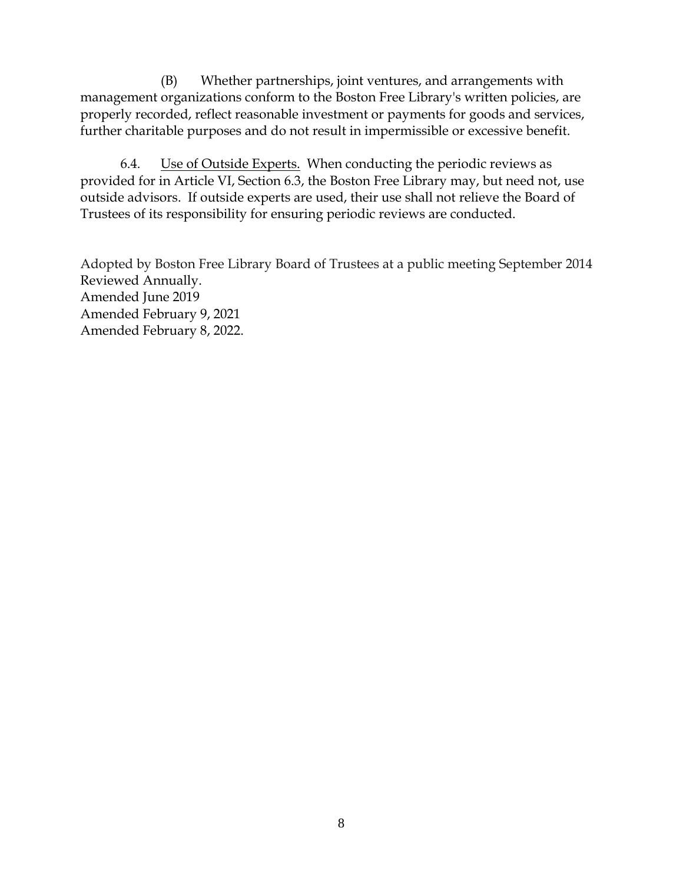(B) Whether partnerships, joint ventures, and arrangements with management organizations conform to the Boston Free Library's written policies, are properly recorded, reflect reasonable investment or payments for goods and services, further charitable purposes and do not result in impermissible or excessive benefit.

6.4. Use of Outside Experts. When conducting the periodic reviews as provided for in Article VI, Section 6.3, the Boston Free Library may, but need not, use outside advisors. If outside experts are used, their use shall not relieve the Board of Trustees of its responsibility for ensuring periodic reviews are conducted.

Adopted by Boston Free Library Board of Trustees at a public meeting September 2014
Reviewed Annually.
Amended June 2019
Amended February 9, 2021
Amended February 8, 2022.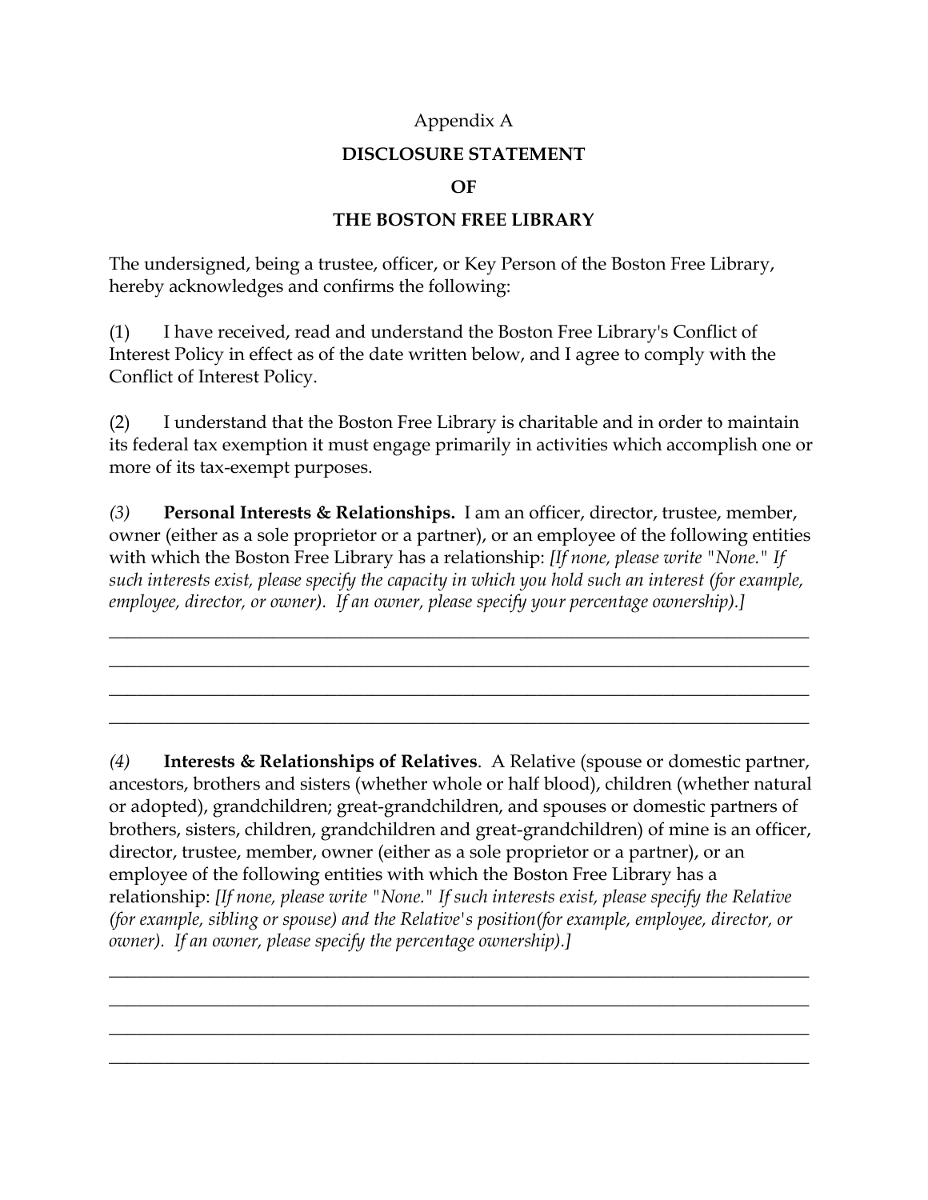Appendix A

**DISCLOSURE STATEMENT**

**OF**

**THE BOSTON FREE LIBRARY**

The undersigned, being a trustee, officer, or Key Person of the Boston Free Library, hereby acknowledges and confirms the following:

(1) I have received, read and understand the Boston Free Library's Conflict of Interest Policy in effect as of the date written below, and I agree to comply with the Conflict of Interest Policy.

(2) I understand that the Boston Free Library is charitable and in order to maintain its federal tax exemption it must engage primarily in activities which accomplish one or more of its tax-exempt purposes.

*(3)* **Personal Interests & Relationships.** I am an officer, director, trustee, member, owner (either as a sole proprietor or a partner), or an employee of the following entities with which the Boston Free Library has a relationship: *[If none, please write "None." If such interests exist, please specify the capacity in which you hold such an interest (for example, employee, director, or owner). If an owner, please specify your percentage ownership).]*

______________________________________________________________________________

______________________________________________________________________________

______________________________________________________________________________

______________________________________________________________________________

*(4)* **Interests & Relationships of Relatives**. A Relative (spouse or domestic partner, ancestors, brothers and sisters (whether whole or half blood), children (whether natural or adopted), grandchildren; great-grandchildren, and spouses or domestic partners of brothers, sisters, children, grandchildren and great-grandchildren) of mine is an officer, director, trustee, member, owner (either as a sole proprietor or a partner), or an employee of the following entities with which the Boston Free Library has a relationship: *[If none, please write "None." If such interests exist, please specify the Relative (for example, sibling or spouse) and the Relative's position(for example, employee, director, or owner). If an owner, please specify the percentage ownership).]*

______________________________________________________________________________

______________________________________________________________________________

______________________________________________________________________________

______________________________________________________________________________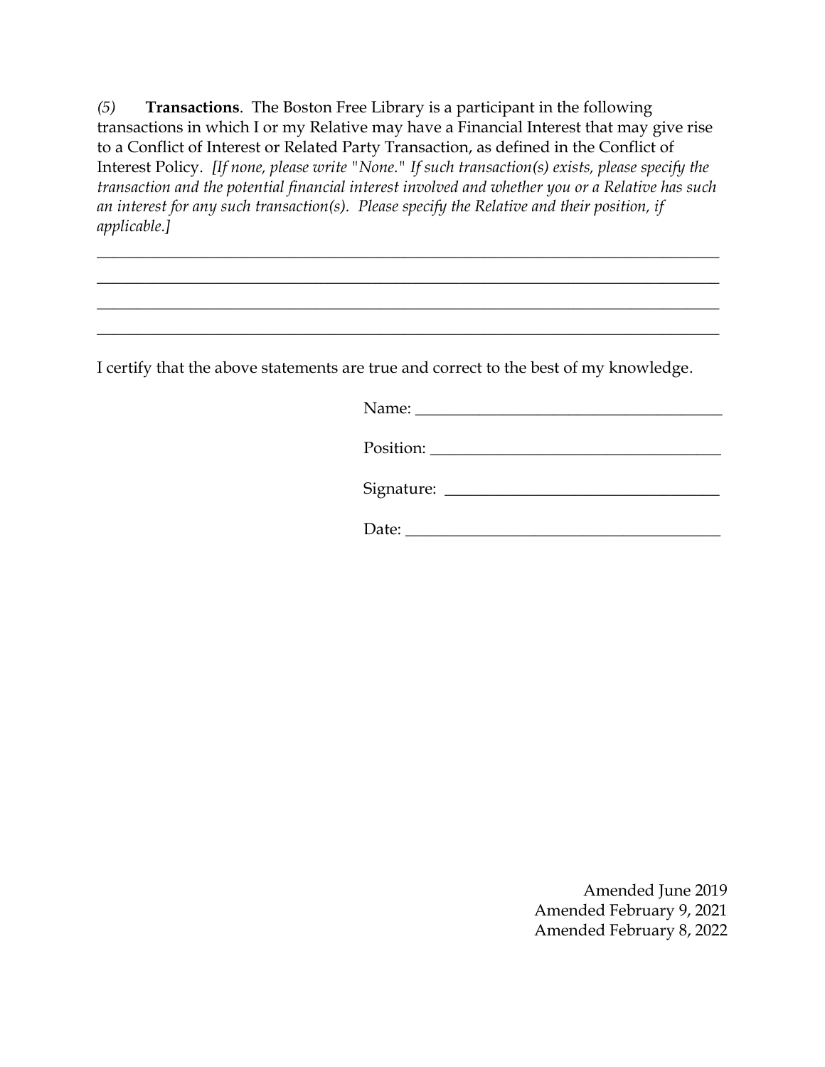*(5)* **Transactions**. The Boston Free Library is a participant in the following transactions in which I or my Relative may have a Financial Interest that may give rise to a Conflict of Interest or Related Party Transaction, as defined in the Conflict of Interest Policy. *[If none, please write "None." If such transaction(s) exists, please specify the transaction and the potential financial interest involved and whether you or a Relative has such an interest for any such transaction(s). Please specify the Relative and their position, if applicable.]*

\_\_\_\_\_\_\_\_\_\_\_\_\_\_\_\_\_\_\_\_\_\_\_\_\_\_\_\_\_\_\_\_\_\_\_\_\_\_\_\_\_\_\_\_\_\_\_\_\_\_\_\_\_\_\_\_\_\_\_\_\_\_\_\_\_\_\_\_\_\_\_\_\_\_\_\_

\_\_\_\_\_\_\_\_\_\_\_\_\_\_\_\_\_\_\_\_\_\_\_\_\_\_\_\_\_\_\_\_\_\_\_\_\_\_\_\_\_\_\_\_\_\_\_\_\_\_\_\_\_\_\_\_\_\_\_\_\_\_\_\_\_\_\_\_\_\_\_\_\_\_\_\_

\_\_\_\_\_\_\_\_\_\_\_\_\_\_\_\_\_\_\_\_\_\_\_\_\_\_\_\_\_\_\_\_\_\_\_\_\_\_\_\_\_\_\_\_\_\_\_\_\_\_\_\_\_\_\_\_\_\_\_\_\_\_\_\_\_\_\_\_\_\_\_\_\_\_\_\_

\_\_\_\_\_\_\_\_\_\_\_\_\_\_\_\_\_\_\_\_\_\_\_\_\_\_\_\_\_\_\_\_\_\_\_\_\_\_\_\_\_\_\_\_\_\_\_\_\_\_\_\_\_\_\_\_\_\_\_\_\_\_\_\_\_\_\_\_\_\_\_\_\_\_\_\_

I certify that the above statements are true and correct to the best of my knowledge.

Name: \_\_\_\_\_\_\_\_\_\_\_\_\_\_\_\_\_\_\_\_\_\_\_\_\_\_\_\_\_\_\_\_\_\_\_\_\_\_

Position: \_\_\_\_\_\_\_\_\_\_\_\_\_\_\_\_\_\_\_\_\_\_\_\_\_\_\_\_\_\_\_\_\_\_\_\_

Signature: \_\_\_\_\_\_\_\_\_\_\_\_\_\_\_\_\_\_\_\_\_\_\_\_\_\_\_\_\_\_\_\_\_\_

Date: \_\_\_\_\_\_\_\_\_\_\_\_\_\_\_\_\_\_\_\_\_\_\_\_\_\_\_\_\_\_\_\_\_\_\_\_\_\_\_

Amended June 2019
Amended February 9, 2021
Amended February 8, 2022